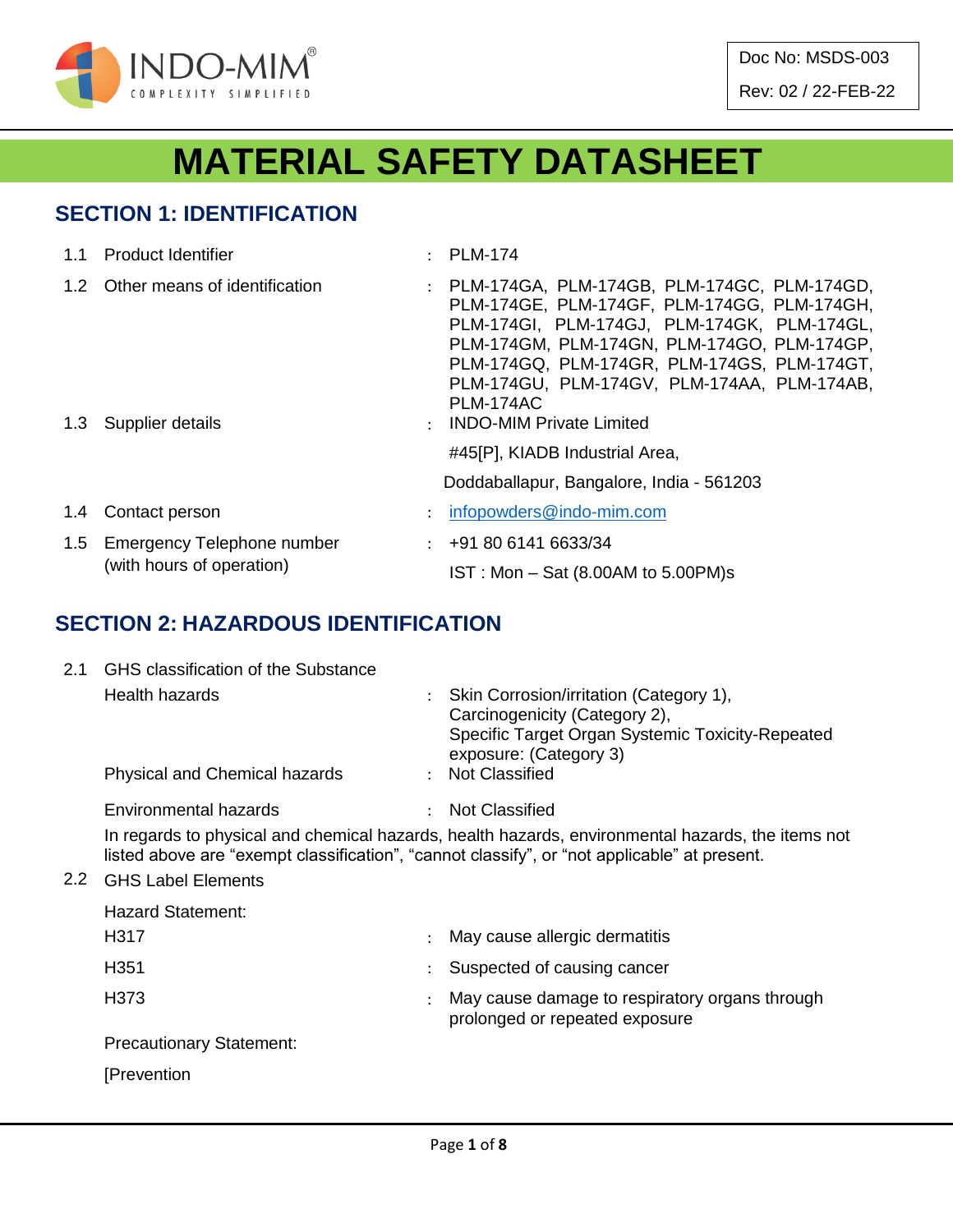INDO-MIM®
COMPLEXITY SIMPLIFIED

Doc No: MSDS-003

Rev: 02 / 22-FEB-22

# MATERIAL SAFETY DATASHEET

## SECTION 1: IDENTIFICATION

| | | | |
|---|---|---|---|
| 1.1 | Product Identifier | : | PLM-174 |
| 1.2 | Other means of identification | : | PLM-174GA, PLM-174GB, PLM-174GC, PLM-174GD, PLM-174GE, PLM-174GF, PLM-174GG, PLM-174GH, PLM-174GI, PLM-174GJ, PLM-174GK, PLM-174GL, PLM-174GM, PLM-174GN, PLM-174GO, PLM-174GP, PLM-174GQ, PLM-174GR, PLM-174GS, PLM-174GT, PLM-174GU, PLM-174GV, PLM-174AA, PLM-174AB, PLM-174AC |
| 1.3 | Supplier details | : | INDO-MIM Private Limited<br>#45[P], KIADB Industrial Area,<br>Doddaballapur, Bangalore, India - 561203 |
| 1.4 | Contact person | : | infopowders@indo-mim.com |
| 1.5 | Emergency Telephone number (with hours of operation) | : | +91 80 6141 6633/34<br>IST : Mon – Sat (8.00AM to 5.00PM)s |

## SECTION 2: HAZARDOUS IDENTIFICATION

2.1 GHS classification of the Substance

| | | |
|---|---|---|
| Health hazards | : | Skin Corrosion/irritation (Category 1),<br>Carcinogenicity (Category 2),<br>Specific Target Organ Systemic Toxicity-Repeated exposure: (Category 3) |
| Physical and Chemical hazards | : | Not Classified |
| Environmental hazards | : | Not Classified |

In regards to physical and chemical hazards, health hazards, environmental hazards, the items not listed above are "exempt classification", "cannot classify", or "not applicable" at present.

2.2 GHS Label Elements

Hazard Statement:

| | | |
|---|---|---|
| H317 | : | May cause allergic dermatitis |
| H351 | : | Suspected of causing cancer |
| H373 | : | May cause damage to respiratory organs through prolonged or repeated exposure |

Precautionary Statement:

[Prevention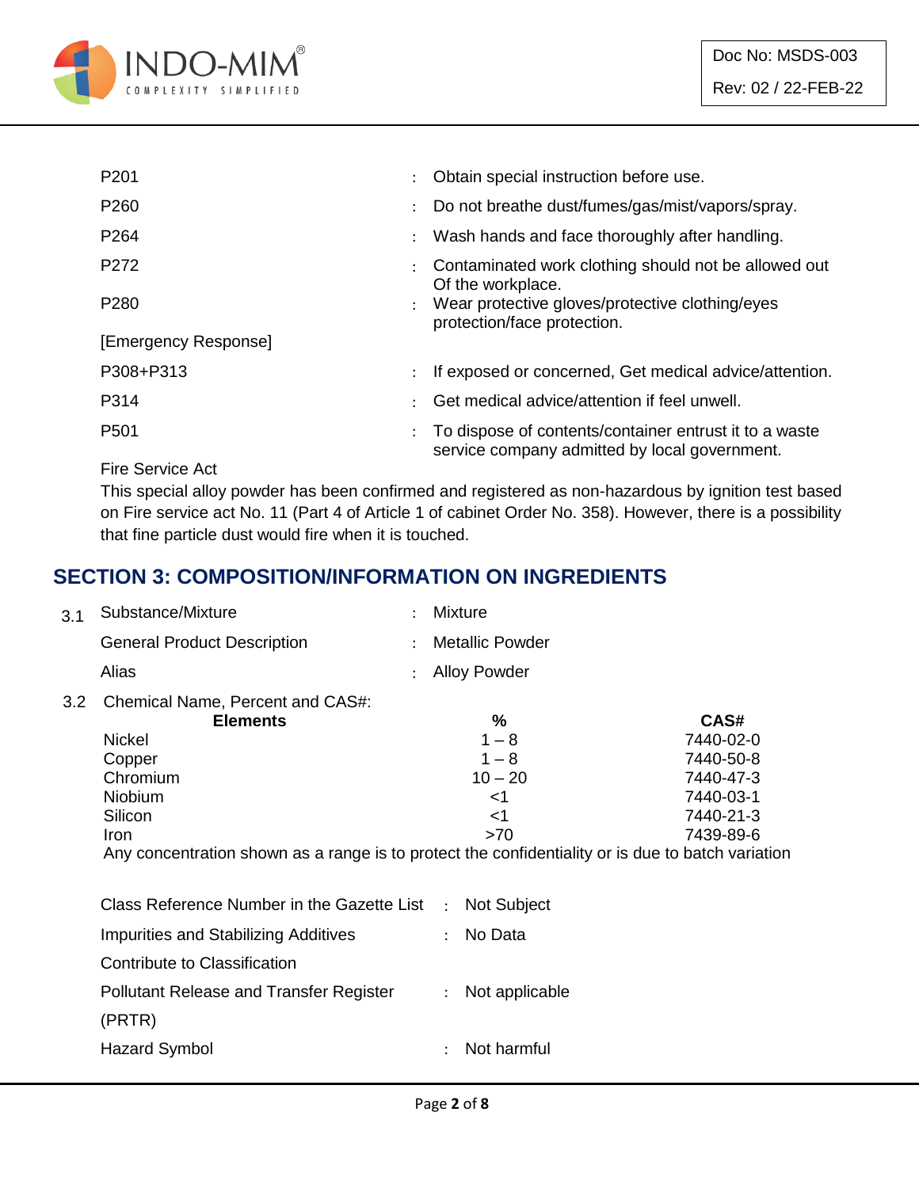| | | |
|---|---|---|
| P201 | : | Obtain special instruction before use. |
| P260 | : | Do not breathe dust/fumes/gas/mist/vapors/spray. |
| P264 | : | Wash hands and face thoroughly after handling. |
| P272 | : | Contaminated work clothing should not be allowed out Of the workplace. |
| P280 | : | Wear protective gloves/protective clothing/eyes protection/face protection. |
| [Emergency Response] | | |
| P308+P313 | : | If exposed or concerned, Get medical advice/attention. |
| P314 | : | Get medical advice/attention if feel unwell. |
| P501 | : | To dispose of contents/container entrust it to a waste service company admitted by local government. |

Fire Service Act

This special alloy powder has been confirmed and registered as non-hazardous by ignition test based on Fire service act No. 11 (Part 4 of Article 1 of cabinet Order No. 358). However, there is a possibility that fine particle dust would fire when it is touched.

## SECTION 3: COMPOSITION/INFORMATION ON INGREDIENTS

3.1 Substance/Mixture : Mixture

General Product Description : Metallic Powder

Alias : Alloy Powder

3.2 Chemical Name, Percent and CAS#:

| Elements | % | CAS# |
|---|---|---|
| Nickel | 1 – 8 | 7440-02-0 |
| Copper | 1 – 8 | 7440-50-8 |
| Chromium | 10 – 20 | 7440-47-3 |
| Niobium | <1 | 7440-03-1 |
| Silicon | <1 | 7440-21-3 |
| Iron | >70 | 7439-89-6 |

Any concentration shown as a range is to protect the confidentiality or is due to batch variation

| | | |
|---|---|---|
| Class Reference Number in the Gazette List | : | Not Subject |
| Impurities and Stabilizing Additives Contribute to Classification | : | No Data |
| Pollutant Release and Transfer Register (PRTR) | : | Not applicable |
| Hazard Symbol | : | Not harmful |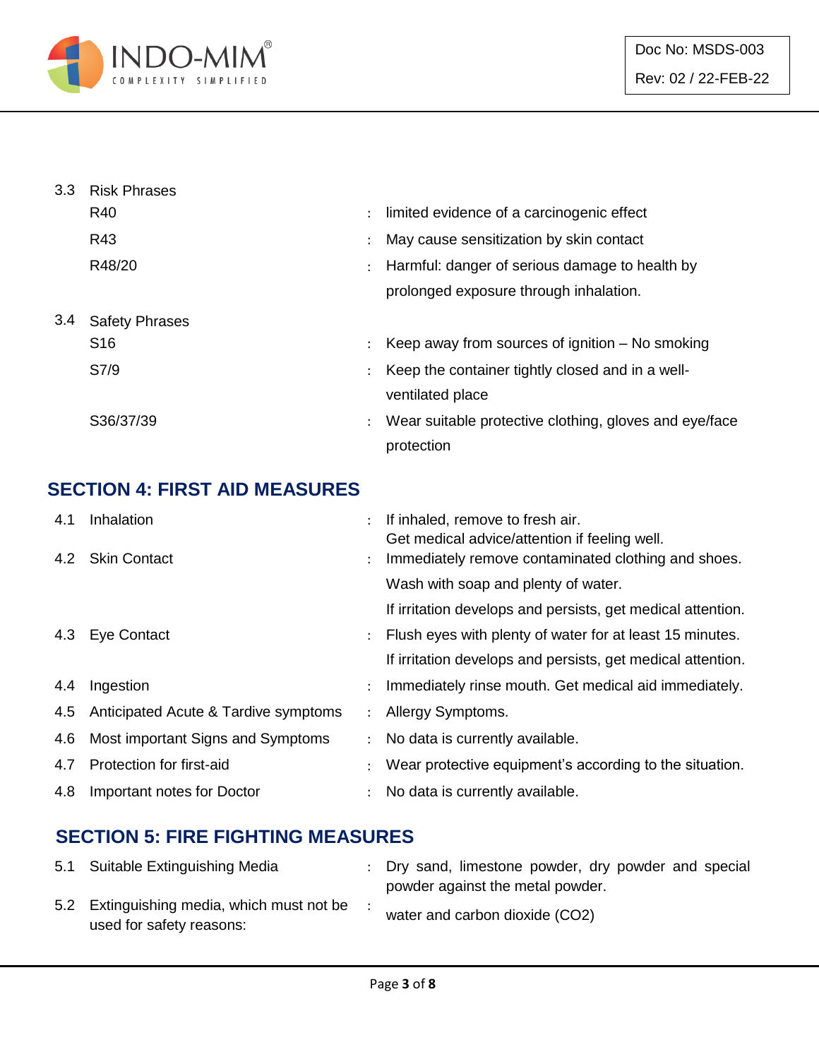3.3 Risk Phrases

| | | |
|---|---|---|
| R40 | : | limited evidence of a carcinogenic effect |
| R43 | : | May cause sensitization by skin contact |
| R48/20 | : | Harmful: danger of serious damage to health by prolonged exposure through inhalation. |

3.4 Safety Phrases

| | | |
|---|---|---|
| S16 | : | Keep away from sources of ignition – No smoking |
| S7/9 | : | Keep the container tightly closed and in a well-ventilated place |
| S36/37/39 | : | Wear suitable protective clothing, gloves and eye/face protection |

## SECTION 4: FIRST AID MEASURES

| | | | |
|---|---|---|---|
| 4.1 | Inhalation | : | If inhaled, remove to fresh air.<br>Get medical advice/attention if feeling well. |
| 4.2 | Skin Contact | : | Immediately remove contaminated clothing and shoes.<br>Wash with soap and plenty of water.<br>If irritation develops and persists, get medical attention. |
| 4.3 | Eye Contact | : | Flush eyes with plenty of water for at least 15 minutes.<br>If irritation develops and persists, get medical attention. |
| 4.4 | Ingestion | : | Immediately rinse mouth. Get medical aid immediately. |
| 4.5 | Anticipated Acute & Tardive symptoms | : | Allergy Symptoms. |
| 4.6 | Most important Signs and Symptoms | : | No data is currently available. |
| 4.7 | Protection for first-aid | : | Wear protective equipment's according to the situation. |
| 4.8 | Important notes for Doctor | : | No data is currently available. |

## SECTION 5: FIRE FIGHTING MEASURES

| | | | |
|---|---|---|---|
| 5.1 | Suitable Extinguishing Media | : | Dry sand, limestone powder, dry powder and special powder against the metal powder. |
| 5.2 | Extinguishing media, which must not be used for safety reasons: | : | water and carbon dioxide (CO2) |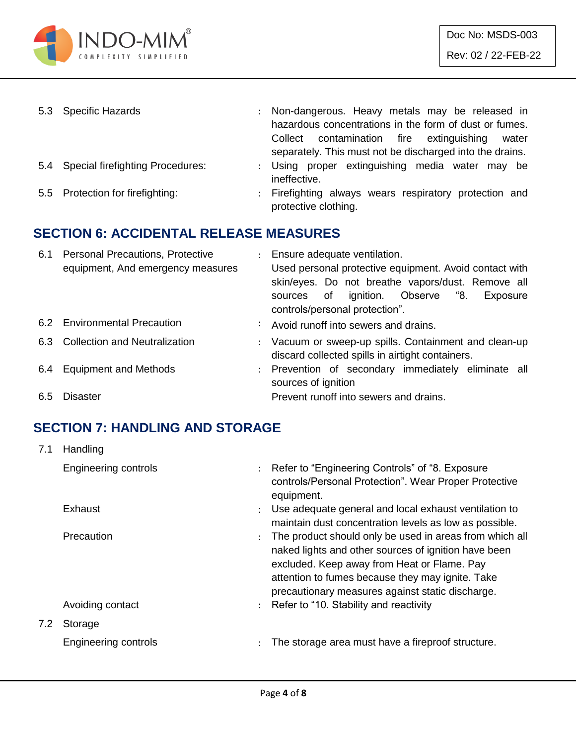| | | | |
|---|---|---|---|
| 5.3 | Specific Hazards | : | Non-dangerous. Heavy metals may be released in hazardous concentrations in the form of dust or fumes. Collect contamination fire extinguishing water separately. This must not be discharged into the drains. |
| 5.4 | Special firefighting Procedures: | : | Using proper extinguishing media water may be ineffective. |
| 5.5 | Protection for firefighting: | : | Firefighting always wears respiratory protection and protective clothing. |

## SECTION 6: ACCIDENTAL RELEASE MEASURES

| | | | |
|---|---|---|---|
| 6.1 | Personal Precautions, Protective equipment, And emergency measures | : | Ensure adequate ventilation. Used personal protective equipment. Avoid contact with skin/eyes. Do not breathe vapors/dust. Remove all sources of ignition. Observe "8. Exposure controls/personal protection". |
| 6.2 | Environmental Precaution | : | Avoid runoff into sewers and drains. |
| 6.3 | Collection and Neutralization | : | Vacuum or sweep-up spills. Containment and clean-up discard collected spills in airtight containers. |
| 6.4 | Equipment and Methods | : | Prevention of secondary immediately eliminate all sources of ignition |
| 6.5 | Disaster | | Prevent runoff into sewers and drains. |

## SECTION 7: HANDLING AND STORAGE

| | | | |
|---|---|---|---|
| 7.1 | Handling | | |
| | Engineering controls | : | Refer to "Engineering Controls" of "8. Exposure controls/Personal Protection". Wear Proper Protective equipment. |
| | Exhaust | : | Use adequate general and local exhaust ventilation to maintain dust concentration levels as low as possible. |
| | Precaution | : | The product should only be used in areas from which all naked lights and other sources of ignition have been excluded. Keep away from Heat or Flame. Pay attention to fumes because they may ignite. Take precautionary measures against static discharge. |
| | Avoiding contact | : | Refer to "10. Stability and reactivity |
| 7.2 | Storage | | |
| | Engineering controls | : | The storage area must have a fireproof structure. |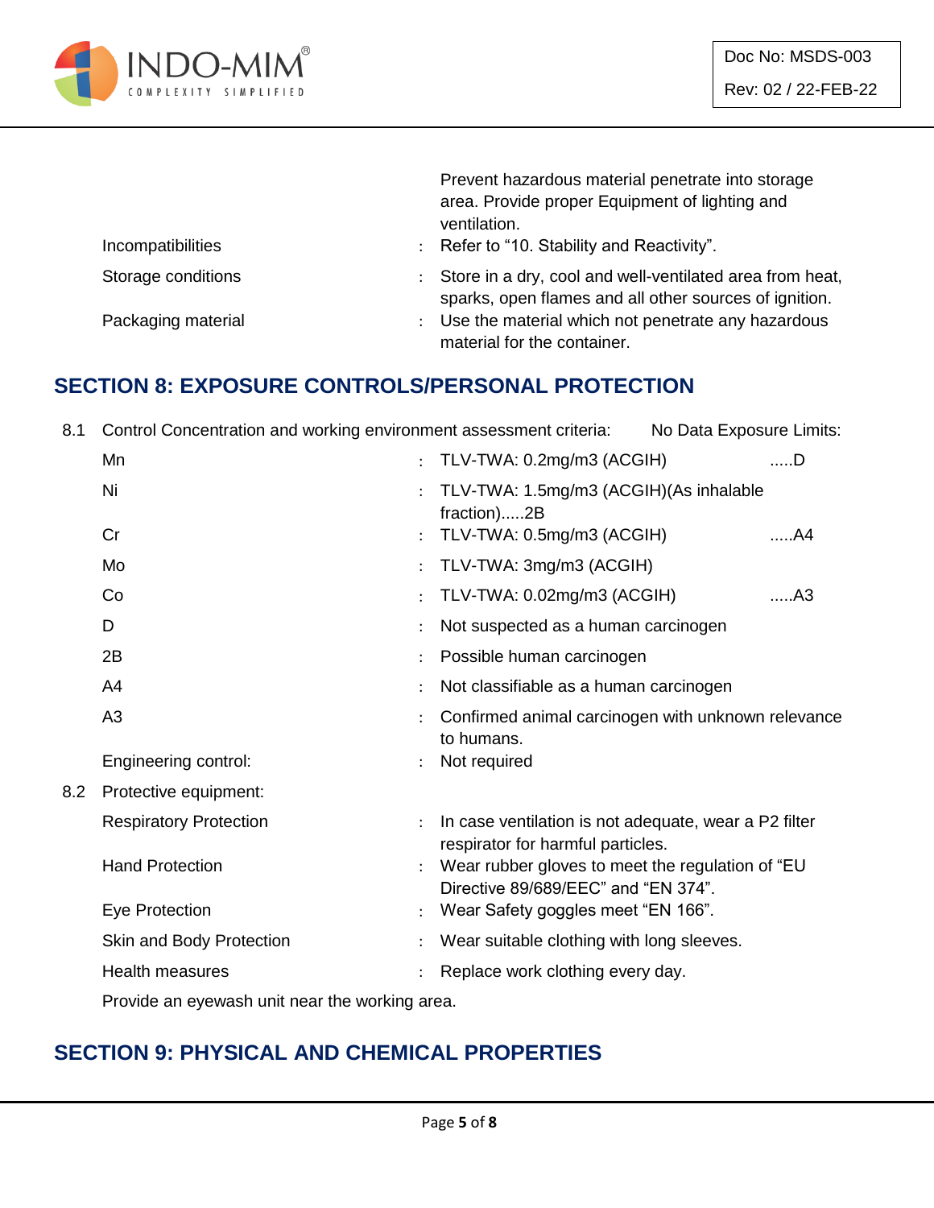| | | |
|---|---|---|
| | | Prevent hazardous material penetrate into storage area. Provide proper Equipment of lighting and ventilation. |
| Incompatibilities | : | Refer to “10. Stability and Reactivity”. |
| Storage conditions | : | Store in a dry, cool and well-ventilated area from heat, sparks, open flames and all other sources of ignition. |
| Packaging material | : | Use the material which not penetrate any hazardous material for the container. |

## SECTION 8: EXPOSURE CONTROLS/PERSONAL PROTECTION

8.1 Control Concentration and working environment assessment criteria: No Data Exposure Limits:

| | | |
|---|---|---|
| Mn | : | TLV-TWA: 0.2mg/m3 (ACGIH) .....D |
| Ni | : | TLV-TWA: 1.5mg/m3 (ACGIH)(As inhalable fraction).....2B |
| Cr | : | TLV-TWA: 0.5mg/m3 (ACGIH) .....A4 |
| Mo | : | TLV-TWA: 3mg/m3 (ACGIH) |
| Co | : | TLV-TWA: 0.02mg/m3 (ACGIH) .....A3 |
| D | : | Not suspected as a human carcinogen |
| 2B | : | Possible human carcinogen |
| A4 | : | Not classifiable as a human carcinogen |
| A3 | : | Confirmed animal carcinogen with unknown relevance to humans. |
| Engineering control: | : | Not required |

8.2 Protective equipment:

| | | |
|---|---|---|
| Respiratory Protection | : | In case ventilation is not adequate, wear a P2 filter respirator for harmful particles. |
| Hand Protection | : | Wear rubber gloves to meet the regulation of “EU Directive 89/689/EEC” and “EN 374”. |
| Eye Protection | : | Wear Safety goggles meet “EN 166”. |
| Skin and Body Protection | : | Wear suitable clothing with long sleeves. |
| Health measures | : | Replace work clothing every day. |

Provide an eyewash unit near the working area.

## SECTION 9: PHYSICAL AND CHEMICAL PROPERTIES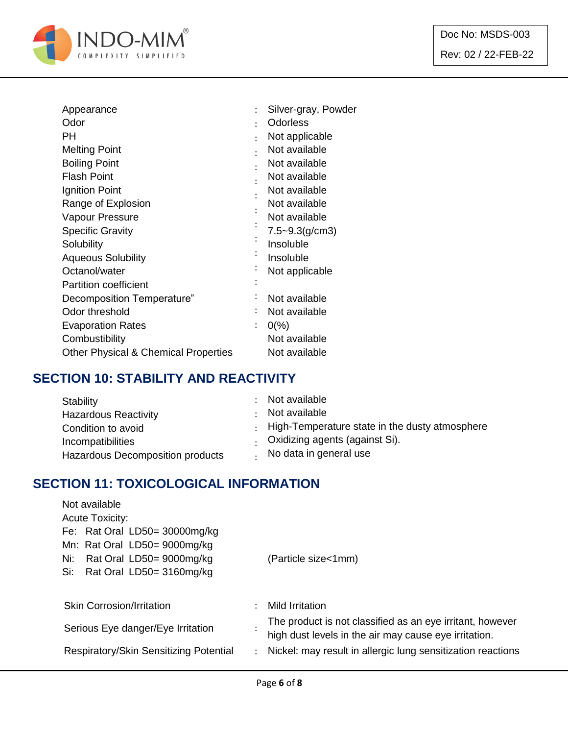| | | |
|---|---|---|
| Appearance | : | Silver-gray, Powder |
| Odor | : | Odorless |
| PH | : | Not applicable |
| Melting Point | : | Not available |
| Boiling Point | : | Not available |
| Flash Point | : | Not available |
| Ignition Point | : | Not available |
| Range of Explosion | : | Not available |
| Vapour Pressure | : | Not available |
| Specific Gravity | : | 7.5~9.3(g/cm3) |
| Solubility | : | Insoluble |
| Aqueous Solubility | : | Insoluble |
| Octanol/water | : | Not applicable |
| Partition coefficient | : | |
| Decomposition Temperature” | : | Not available |
| Odor threshold | : | Not available |
| Evaporation Rates | : | 0(%) |
| Combustibility | | Not available |
| Other Physical & Chemical Properties | | Not available |

## SECTION 10: STABILITY AND REACTIVITY

| | | |
|---|---|---|
| Stability | : | Not available |
| Hazardous Reactivity | : | Not available |
| Condition to avoid | : | High-Temperature state in the dusty atmosphere |
| Incompatibilities | : | Oxidizing agents (against Si). |
| Hazardous Decomposition products | : | No data in general use |

## SECTION 11: TOXICOLOGICAL INFORMATION

Not available

Acute Toxicity:

Fe: Rat Oral LD50= 30000mg/kg

Mn: Rat Oral LD50= 9000mg/kg

Ni: Rat Oral LD50= 9000mg/kg (Particle size<1mm)

Si: Rat Oral LD50= 3160mg/kg

| | | |
|---|---|---|
| Skin Corrosion/Irritation | : | Mild Irritation |
| Serious Eye danger/Eye Irritation | : | The product is not classified as an eye irritant, however high dust levels in the air may cause eye irritation. |
| Respiratory/Skin Sensitizing Potential | : | Nickel: may result in allergic lung sensitization reactions |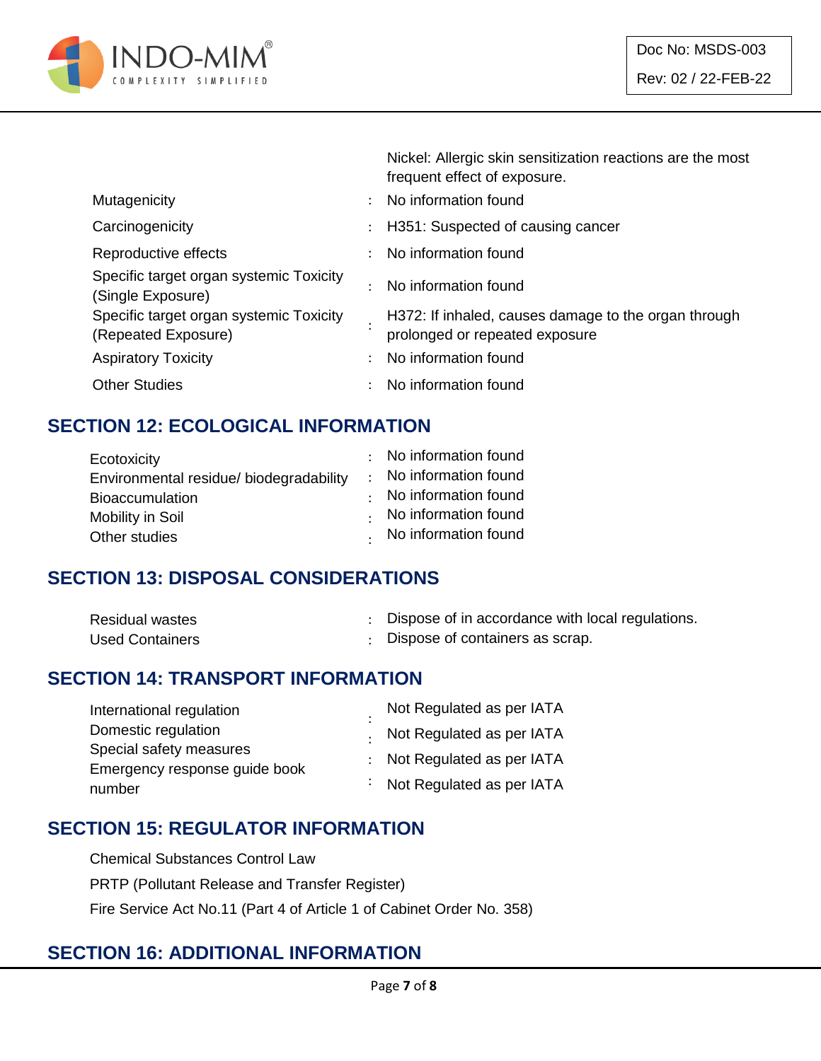Nickel: Allergic skin sensitization reactions are the most frequent effect of exposure.

| | | |
|---|---|---|
| Mutagenicity | : | No information found |
| Carcinogenicity | : | H351: Suspected of causing cancer |
| Reproductive effects | : | No information found |
| Specific target organ systemic Toxicity (Single Exposure) | : | No information found |
| Specific target organ systemic Toxicity (Repeated Exposure) | : | H372: If inhaled, causes damage to the organ through prolonged or repeated exposure |
| Aspiratory Toxicity | : | No information found |
| Other Studies | : | No information found |

## SECTION 12: ECOLOGICAL INFORMATION

| | | |
|---|---|---|
| Ecotoxicity | : | No information found |
| Environmental residue/ biodegradability | : | No information found |
| Bioaccumulation | : | No information found |
| Mobility in Soil | : | No information found |
| Other studies | : | No information found |

## SECTION 13: DISPOSAL CONSIDERATIONS

| | | |
|---|---|---|
| Residual wastes | : | Dispose of in accordance with local regulations. |
| Used Containers | : | Dispose of containers as scrap. |

## SECTION 14: TRANSPORT INFORMATION

| | | |
|---|---|---|
| International regulation | : | Not Regulated as per IATA |
| Domestic regulation | : | Not Regulated as per IATA |
| Special safety measures | : | Not Regulated as per IATA |
| Emergency response guide book number | : | Not Regulated as per IATA |

## SECTION 15: REGULATOR INFORMATION

Chemical Substances Control Law

PRTP (Pollutant Release and Transfer Register)

Fire Service Act No.11 (Part 4 of Article 1 of Cabinet Order No. 358)

## SECTION 16: ADDITIONAL INFORMATION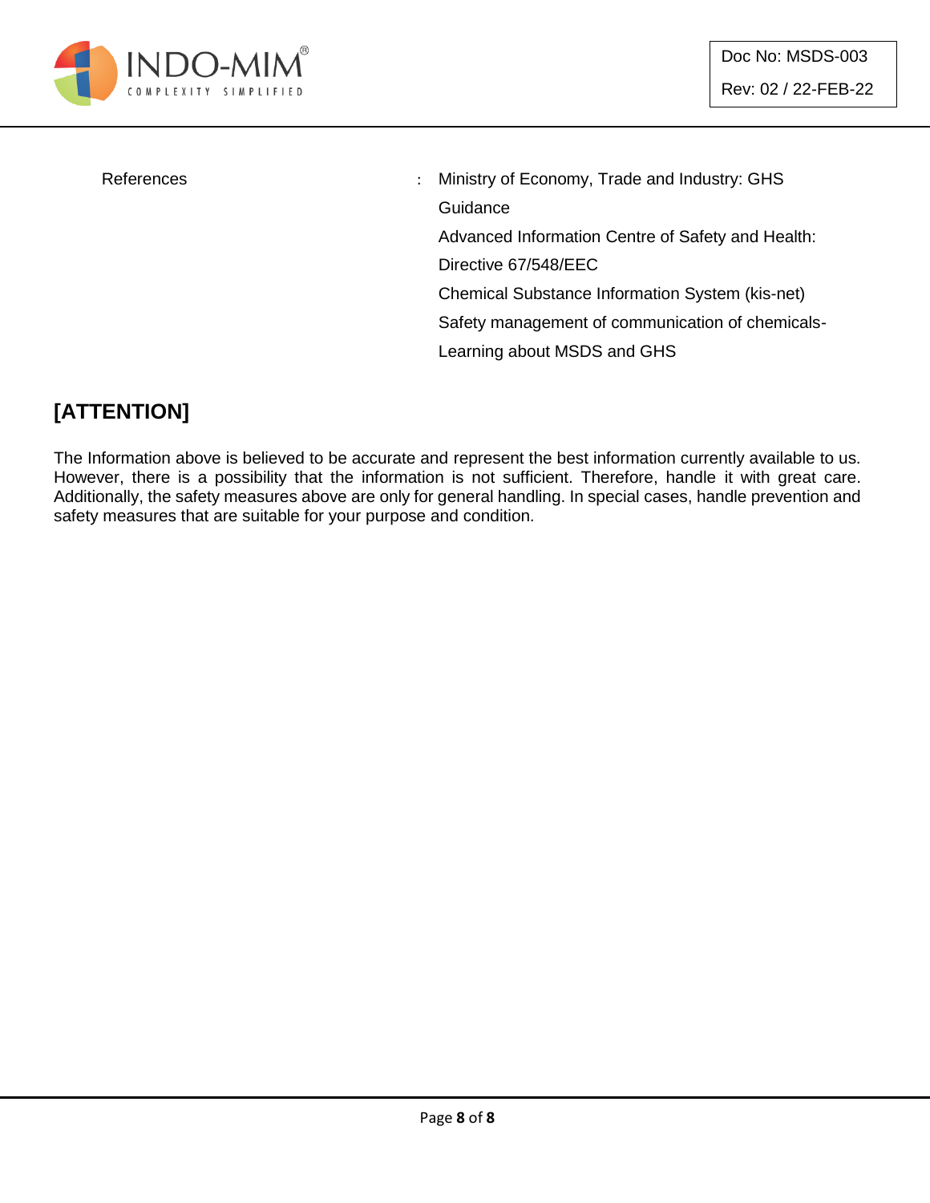| | | |
|---|---|---|
| References | : | Ministry of Economy, Trade and Industry: GHS Guidance<br>Advanced Information Centre of Safety and Health: Directive 67/548/EEC<br>Chemical Substance Information System (kis-net)<br>Safety management of communication of chemicals- Learning about MSDS and GHS |

## [ATTENTION]

The Information above is believed to be accurate and represent the best information currently available to us. However, there is a possibility that the information is not sufficient. Therefore, handle it with great care. Additionally, the safety measures above are only for general handling. In special cases, handle prevention and safety measures that are suitable for your purpose and condition.